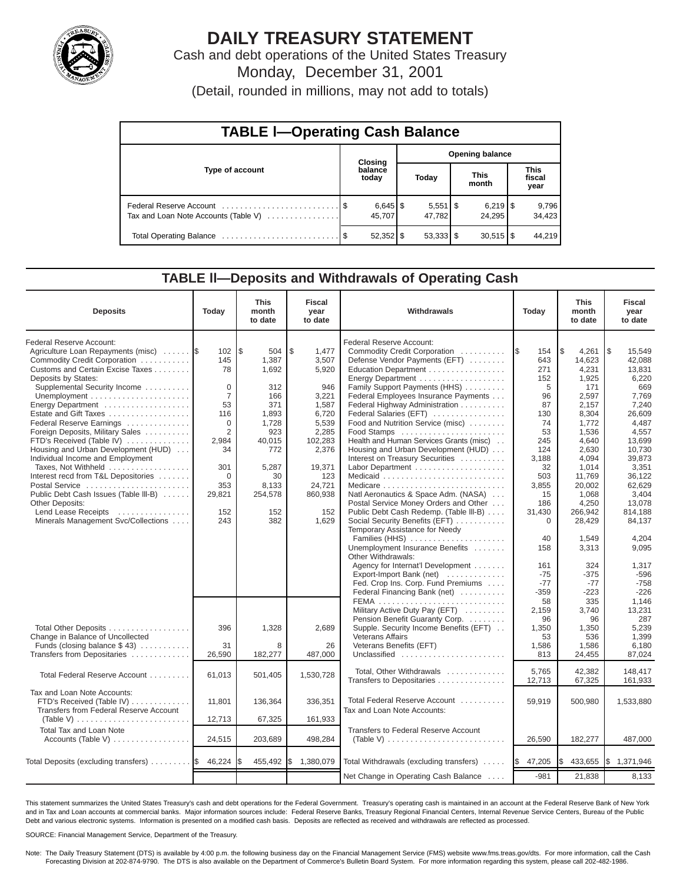# DAILY TREASURY STATEMENT

Cash and debt operations of the United States Treasury

Monday, December 31, 2001

(Detail, rounded in millions, may not add to totals)

## TABLE I—Operating Cash Balance

| Type of account | Closing balance today | Opening balance Today | This month | This fiscal year |
|---|---|---|---|---|
| Federal Reserve Account | $ 6,645 | $ 5,551 | $ 6,219 | $ 9,796 |
| Tax and Loan Note Accounts (Table V) | 45,707 | 47,782 | 24,295 | 34,423 |
| Total Operating Balance | $ 52,352 | $ 53,333 | $ 30,515 | $ 44,219 |

## TABLE II—Deposits and Withdrawals of Operating Cash

| Deposits | Today | This month to date | Fiscal year to date |
|---|---|---|---|
| Federal Reserve Account: | | | |
| Agriculture Loan Repayments (misc) | $ 102 | $ 504 | $ 1,477 |
| Commodity Credit Corporation | 145 | 1,387 | 3,507 |
| Customs and Certain Excise Taxes | 78 | 1,692 | 5,920 |
| Deposits by States: | | | |
| Supplemental Security Income | 0 | 312 | 946 |
| Unemployment | 7 | 166 | 3,221 |
| Energy Department | 53 | 371 | 1,587 |
| Estate and Gift Taxes | 116 | 1,893 | 6,720 |
| Federal Reserve Earnings | 0 | 1,728 | 5,539 |
| Foreign Deposits, Military Sales | 2 | 923 | 2,285 |
| FTD's Received (Table IV) | 2,984 | 40,015 | 102,283 |
| Housing and Urban Development (HUD) | 34 | 772 | 2,376 |
| Individual Income and Employment Taxes, Not Withheld | 301 | 5,287 | 19,371 |
| Interest recd from T&L Depositories | 0 | 30 | 123 |
| Postal Service | 353 | 8,133 | 24,721 |
| Public Debt Cash Issues (Table III-B) | 29,821 | 254,578 | 860,938 |
| Other Deposits: | | | |
| Lend Lease Receipts | 152 | 152 | 152 |
| Minerals Management Svc/Collections | 243 | 382 | 1,629 |
| Total Other Deposits | 396 | 1,328 | 2,689 |
| Change in Balance of Uncollected Funds (closing balance $ 43) | 31 | 8 | 26 |
| Transfers from Depositaries | 26,590 | 182,277 | 487,000 |
| Total Federal Reserve Account | 61,013 | 501,405 | 1,530,728 |
| Tax and Loan Note Accounts: | | | |
| FTD's Received (Table IV) | 11,801 | 136,364 | 336,351 |
| Transfers from Federal Reserve Account (Table V) | 12,713 | 67,325 | 161,933 |
| Total Tax and Loan Note Accounts (Table V) | 24,515 | 203,689 | 498,284 |
| Total Deposits (excluding transfers) | $ 46,224 | $ 455,492 | $ 1,380,079 |

| Withdrawals | Today | This month to date | Fiscal year to date |
|---|---|---|---|
| Federal Reserve Account: | | | |
| Commodity Credit Corporation | $ 154 | $ 4,261 | $ 15,549 |
| Defense Vendor Payments (EFT) | 643 | 14,623 | 42,088 |
| Education Department | 271 | 4,231 | 13,831 |
| Energy Department | 152 | 1,925 | 6,220 |
| Family Support Payments (HHS) | 5 | 171 | 669 |
| Federal Employees Insurance Payments | 96 | 2,597 | 7,769 |
| Federal Highway Administration | 87 | 2,157 | 7,240 |
| Federal Salaries (EFT) | 130 | 8,304 | 26,609 |
| Food and Nutrition Service (misc) | 74 | 1,772 | 4,487 |
| Food Stamps | 53 | 1,536 | 4,557 |
| Health and Human Services Grants (misc) | 245 | 4,640 | 13,699 |
| Housing and Urban Development (HUD) | 124 | 2,630 | 10,730 |
| Interest on Treasury Securities | 3,188 | 4,094 | 39,873 |
| Labor Department | 32 | 1,014 | 3,351 |
| Medicaid | 503 | 11,769 | 36,122 |
| Medicare | 3,855 | 20,002 | 62,629 |
| Natl Aeronautics & Space Adm. (NASA) | 15 | 1,068 | 3,404 |
| Postal Service Money Orders and Other | 186 | 4,250 | 13,078 |
| Public Debt Cash Redemp. (Table III-B) | 31,430 | 266,942 | 814,188 |
| Social Security Benefits (EFT) | 0 | 28,429 | 84,137 |
| Temporary Assistance for Needy Families (HHS) | 40 | 1,549 | 4,204 |
| Unemployment Insurance Benefits | 158 | 3,313 | 9,095 |
| Other Withdrawals: | | | |
| Agency for Internat'l Development | 161 | 324 | 1,317 |
| Export-Import Bank (net) | -75 | -375 | -596 |
| Fed. Crop Ins. Corp. Fund Premiums | -77 | -77 | -758 |
| Federal Financing Bank (net) | -359 | -223 | -226 |
| FEMA | 58 | 335 | 1,146 |
| Military Active Duty Pay (EFT) | 2,159 | 3,740 | 13,231 |
| Pension Benefit Guaranty Corp. | 96 | 96 | 287 |
| Supple. Security Income Benefits (EFT) | 1,350 | 1,350 | 5,239 |
| Veterans Affairs | 53 | 536 | 1,399 |
| Veterans Benefits (EFT) | 1,586 | 1,586 | 6,180 |
| Unclassified | 813 | 24,455 | 87,024 |
| Total, Other Withdrawals | 5,765 | 42,382 | 148,417 |
| Transfers to Depositaries | 12,713 | 67,325 | 161,933 |
| Total Federal Reserve Account | 59,919 | 500,980 | 1,533,880 |
| Tax and Loan Note Accounts: | | | |
| Transfers to Federal Reserve Account (Table V) | 26,590 | 182,277 | 487,000 |
| Total Withdrawals (excluding transfers) | $ 47,205 | $ 433,655 | $ 1,371,946 |
| Net Change in Operating Cash Balance | -981 | 21,838 | 8,133 |

This statement summarizes the United States Treasury's cash and debt operations for the Federal Government. Treasury's operating cash is maintained in an account at the Federal Reserve Bank of New York and in Tax and Loan accounts at commercial banks. Major information sources include: Federal Reserve Banks, Treasury Regional Financial Centers, Internal Revenue Service Centers, Bureau of the Public Debt and various electronic systems. Information is presented on a modified cash basis. Deposits are reflected as received and withdrawals are reflected as processed.

SOURCE: Financial Management Service, Department of the Treasury.

Note: The Daily Treasury Statement (DTS) is available by 4:00 p.m. the following business day on the Financial Management Service (FMS) website www.fms.treas.gov/dts. For more information, call the Cash Forecasting Division at 202-874-9790. The DTS is also available on the Department of Commerce's Bulletin Board System. For more information regarding this system, please call 202-482-1986.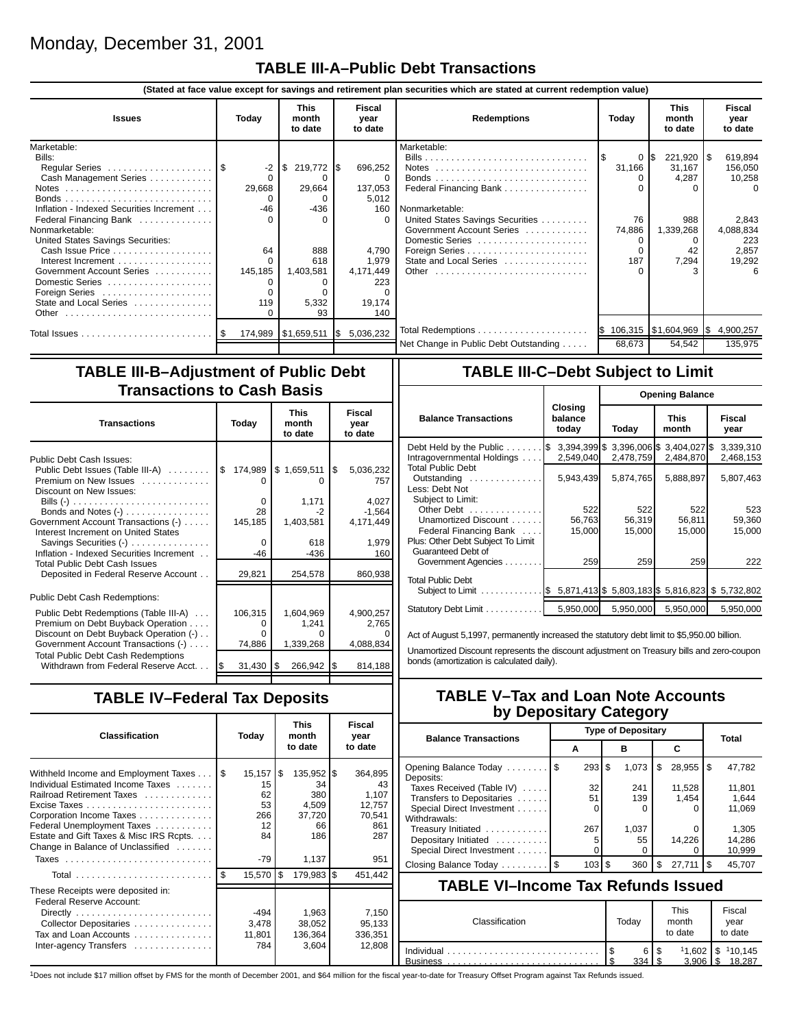Monday, December 31, 2001

## TABLE III-A–Public Debt Transactions

(Stated at face value except for savings and retirement plan securities which are stated at current redemption value)

| Issues | Today | This month to date | Fiscal year to date |
|---|---|---|---|
| Marketable: | | | |
| Bills: | | | |
| Regular Series | $ -2 | $ 219,772 | $ 696,252 |
| Cash Management Series | 0 | 0 | 0 |
| Notes | 29,668 | 29,664 | 137,053 |
| Bonds | 0 | 0 | 5,012 |
| Inflation - Indexed Securities Increment | -46 | -436 | 160 |
| Federal Financing Bank | 0 | 0 | 0 |
| Nonmarketable: | | | |
| United States Savings Securities: | | | |
| Cash Issue Price | 64 | 888 | 4,790 |
| Interest Increment | 0 | 618 | 1,979 |
| Government Account Series | 145,185 | 1,403,581 | 4,171,449 |
| Domestic Series | 0 | 0 | 223 |
| Foreign Series | 0 | 0 | 0 |
| State and Local Series | 119 | 5,332 | 19,174 |
| Other | 0 | 93 | 140 |
| Total Issues | $ 174,989 | $1,659,511 | $ 5,036,232 |

| Redemptions | Today | This month to date | Fiscal year to date |
|---|---|---|---|
| Marketable: | | | |
| Bills | $ 0 | $ 221,920 | $ 619,894 |
| Notes | 31,166 | 31,167 | 156,050 |
| Bonds | 0 | 4,287 | 10,258 |
| Federal Financing Bank | 0 | 0 | 0 |
| Nonmarketable: | | | |
| United States Savings Securities | 76 | 988 | 2,843 |
| Government Account Series | 74,886 | 1,339,268 | 4,088,834 |
| Domestic Series | 0 | 0 | 223 |
| Foreign Series | 0 | 42 | 2,857 |
| State and Local Series | 187 | 7,294 | 19,292 |
| Other | 0 | 3 | 6 |
| Total Redemptions | $ 106,315 | $1,604,969 | $ 4,900,257 |
| Net Change in Public Debt Outstanding | 68,673 | 54,542 | 135,975 |

## TABLE III-B–Adjustment of Public Debt Transactions to Cash Basis

| Transactions | Today | This month to date | Fiscal year to date |
|---|---|---|---|
| Public Debt Cash Issues: | | | |
| Public Debt Issues (Table III-A) | $ 174,989 | $ 1,659,511 | $ 5,036,232 |
| Premium on New Issues | 0 | 0 | 757 |
| Discount on New Issues: | | | |
| Bills (-) | 0 | 1,171 | 4,027 |
| Bonds and Notes (-) | 28 | -2 | -1,564 |
| Government Account Transactions (-) | 145,185 | 1,403,581 | 4,171,449 |
| Interest Increment on United States Savings Securities (-) | 0 | 618 | 1,979 |
| Inflation - Indexed Securities Increment | -46 | -436 | 160 |
| Total Public Debt Cash Issues Deposited in Federal Reserve Account | 29,821 | 254,578 | 860,938 |
| Public Debt Cash Redemptions: | | | |
| Public Debt Redemptions (Table III-A) | 106,315 | 1,604,969 | 4,900,257 |
| Premium on Debt Buyback Operation | 0 | 1,241 | 2,765 |
| Discount on Debt Buyback Operation (-) | 0 | 0 | 0 |
| Government Account Transactions (-) | 74,886 | 1,339,268 | 4,088,834 |
| Total Public Debt Cash Redemptions Withdrawn from Federal Reserve Acct. | $ 31,430 | $ 266,942 | $ 814,188 |

## TABLE III-C–Debt Subject to Limit

| Balance Transactions | Closing balance today | Opening Balance Today | Opening Balance This month | Opening Balance Fiscal year |
|---|---|---|---|---|
| Debt Held by the Public | $ 3,394,399 | $ 3,396,006 | $ 3,404,027 | $ 3,339,310 |
| Intragovernmental Holdings | 2,549,040 | 2,478,759 | 2,484,870 | 2,468,153 |
| Total Public Debt Outstanding | 5,943,439 | 5,874,765 | 5,888,897 | 5,807,463 |
| Less: Debt Not Subject to Limit: | | | | |
| Other Debt | 522 | 522 | 522 | 523 |
| Unamortized Discount | 56,763 | 56,319 | 56,811 | 59,360 |
| Federal Financing Bank | 15,000 | 15,000 | 15,000 | 15,000 |
| Plus: Other Debt Subject To Limit Guaranteed Debt of Government Agencies | 259 | 259 | 259 | 222 |
| Total Public Debt Subject to Limit | $ 5,871,413 | $ 5,803,183 | $ 5,816,823 | $ 5,732,802 |
| Statutory Debt Limit | 5,950,000 | 5,950,000 | 5,950,000 | 5,950,000 |

Act of August 5,1997, permanently increased the statutory debt limit to $5,950.00 billion.

Unamortized Discount represents the discount adjustment on Treasury bills and zero-coupon bonds (amortization is calculated daily).

## TABLE IV–Federal Tax Deposits

| Classification | Today | This month to date | Fiscal year to date |
|---|---|---|---|
| Withheld Income and Employment Taxes | $ 15,157 | $ 135,952 | $ 364,895 |
| Individual Estimated Income Taxes | 15 | 34 | 43 |
| Railroad Retirement Taxes | 62 | 380 | 1,107 |
| Excise Taxes | 53 | 4,509 | 12,757 |
| Corporation Income Taxes | 266 | 37,720 | 70,541 |
| Federal Unemployment Taxes | 12 | 66 | 861 |
| Estate and Gift Taxes & Misc IRS Rcpts. | 84 | 186 | 287 |
| Change in Balance of Unclassified Taxes | -79 | 1,137 | 951 |
| Total | $ 15,570 | $ 179,983 | $ 451,442 |
| These Receipts were deposited in: | | | |
| Federal Reserve Account: | | | |
| Directly | -494 | 1,963 | 7,150 |
| Collector Depositaries | 3,478 | 38,052 | 95,133 |
| Tax and Loan Accounts | 11,801 | 136,364 | 336,351 |
| Inter-agency Transfers | 784 | 3,604 | 12,808 |

## TABLE V–Tax and Loan Note Accounts by Depositary Category

| Balance Transactions | Type of Depositary A | B | C | Total |
|---|---|---|---|---|
| Opening Balance Today | $ 293 | $ 1,073 | $ 28,955 | $ 47,782 |
| Deposits: | | | | |
| Taxes Received (Table IV) | 32 | 241 | 11,528 | 11,801 |
| Transfers to Depositaries | 51 | 139 | 1,454 | 1,644 |
| Special Direct Investment | 0 | 0 | 0 | 11,069 |
| Withdrawals: | | | | |
| Treasury Initiated | 267 | 1,037 | 0 | 1,305 |
| Depositary Initiated | 5 | 55 | 14,226 | 14,286 |
| Special Direct Investment | 0 | 0 | 0 | 10,999 |
| Closing Balance Today | $ 103 | $ 360 | $ 27,711 | $ 45,707 |

## TABLE VI–Income Tax Refunds Issued

| Classification | Today | This month to date | Fiscal year to date |
|---|---|---|---|
| Individual | $ 6 | $ [1]1,602 | $ [1]10,145 |
| Business | $ 334 | $ 3,906 | $ 18,287 |

[1]Does not include $17 million offset by FMS for the month of December 2001, and $64 million for the fiscal year-to-date for Treasury Offset Program against Tax Refunds issued.